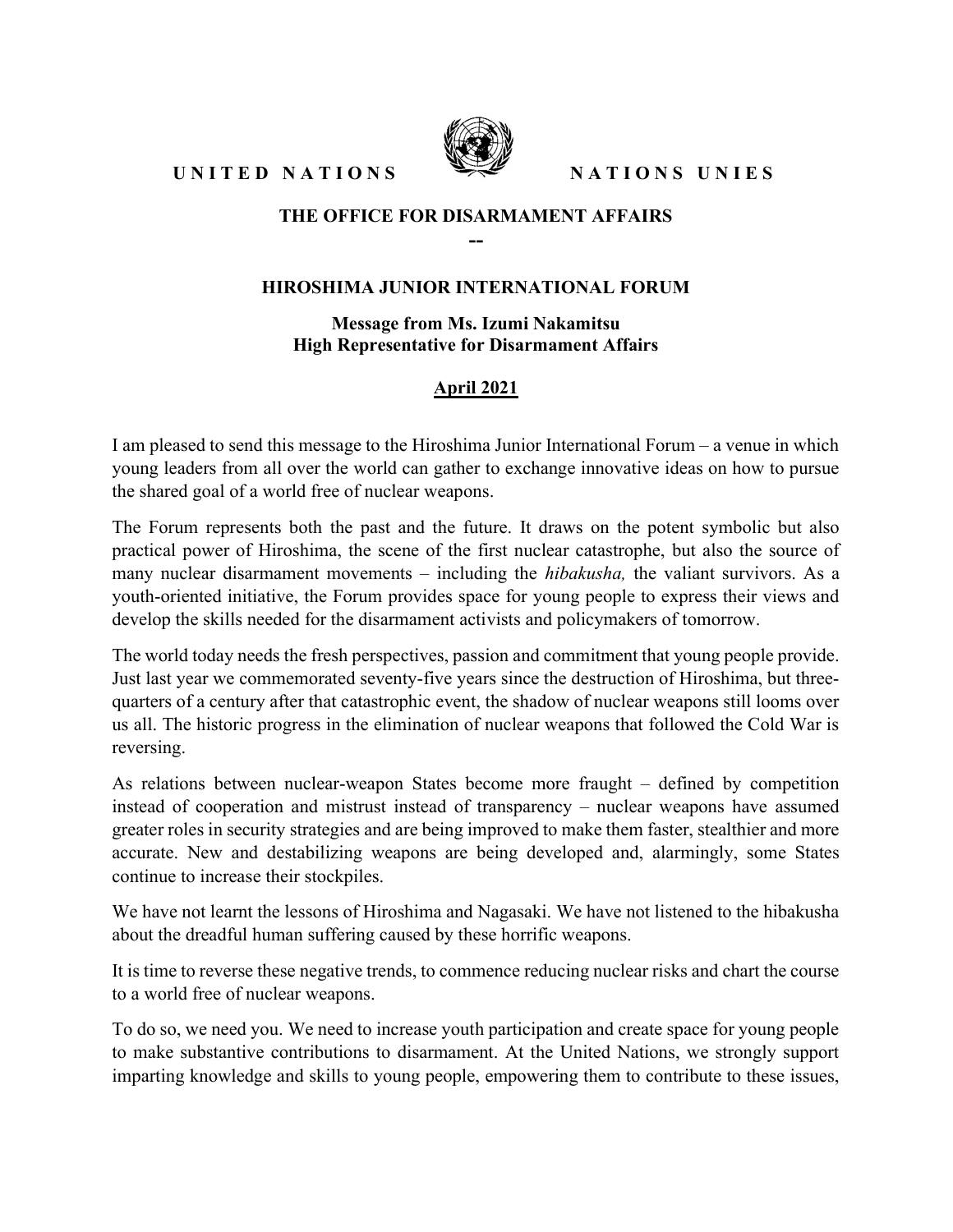UNITED NATIONS　　　　NATIONS UNIES

**THE OFFICE FOR DISARMAMENT AFFAIRS**

**--**

## HIROSHIMA JUNIOR INTERNATIONAL FORUM

**Message from Ms. Izumi Nakamitsu**
**High Representative for Disarmament Affairs**

**April 2021**

I am pleased to send this message to the Hiroshima Junior International Forum – a venue in which young leaders from all over the world can gather to exchange innovative ideas on how to pursue the shared goal of a world free of nuclear weapons.

The Forum represents both the past and the future. It draws on the potent symbolic but also practical power of Hiroshima, the scene of the first nuclear catastrophe, but also the source of many nuclear disarmament movements – including the *hibakusha,* the valiant survivors. As a youth-oriented initiative, the Forum provides space for young people to express their views and develop the skills needed for the disarmament activists and policymakers of tomorrow.

The world today needs the fresh perspectives, passion and commitment that young people provide. Just last year we commemorated seventy-five years since the destruction of Hiroshima, but three-quarters of a century after that catastrophic event, the shadow of nuclear weapons still looms over us all. The historic progress in the elimination of nuclear weapons that followed the Cold War is reversing.

As relations between nuclear-weapon States become more fraught – defined by competition instead of cooperation and mistrust instead of transparency – nuclear weapons have assumed greater roles in security strategies and are being improved to make them faster, stealthier and more accurate. New and destabilizing weapons are being developed and, alarmingly, some States continue to increase their stockpiles.

We have not learnt the lessons of Hiroshima and Nagasaki. We have not listened to the hibakusha about the dreadful human suffering caused by these horrific weapons.

It is time to reverse these negative trends, to commence reducing nuclear risks and chart the course to a world free of nuclear weapons.

To do so, we need you. We need to increase youth participation and create space for young people to make substantive contributions to disarmament. At the United Nations, we strongly support imparting knowledge and skills to young people, empowering them to contribute to these issues,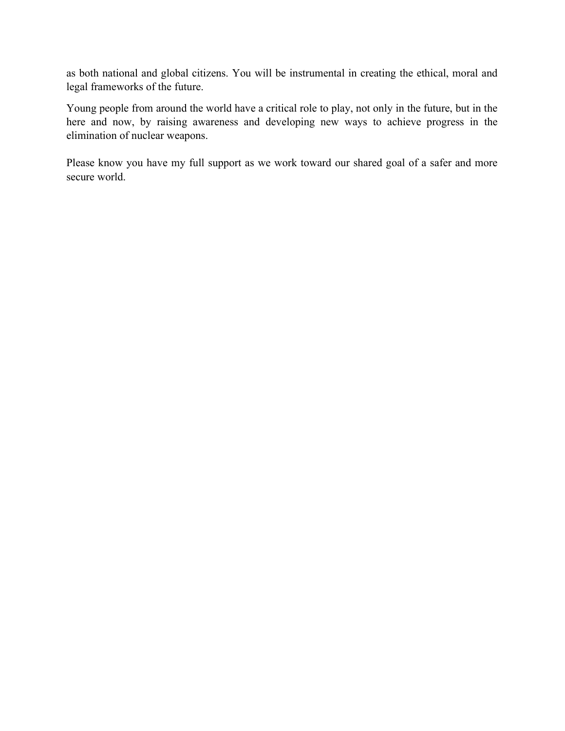as both national and global citizens. You will be instrumental in creating the ethical, moral and legal frameworks of the future.

Young people from around the world have a critical role to play, not only in the future, but in the here and now, by raising awareness and developing new ways to achieve progress in the elimination of nuclear weapons.

Please know you have my full support as we work toward our shared goal of a safer and more secure world.